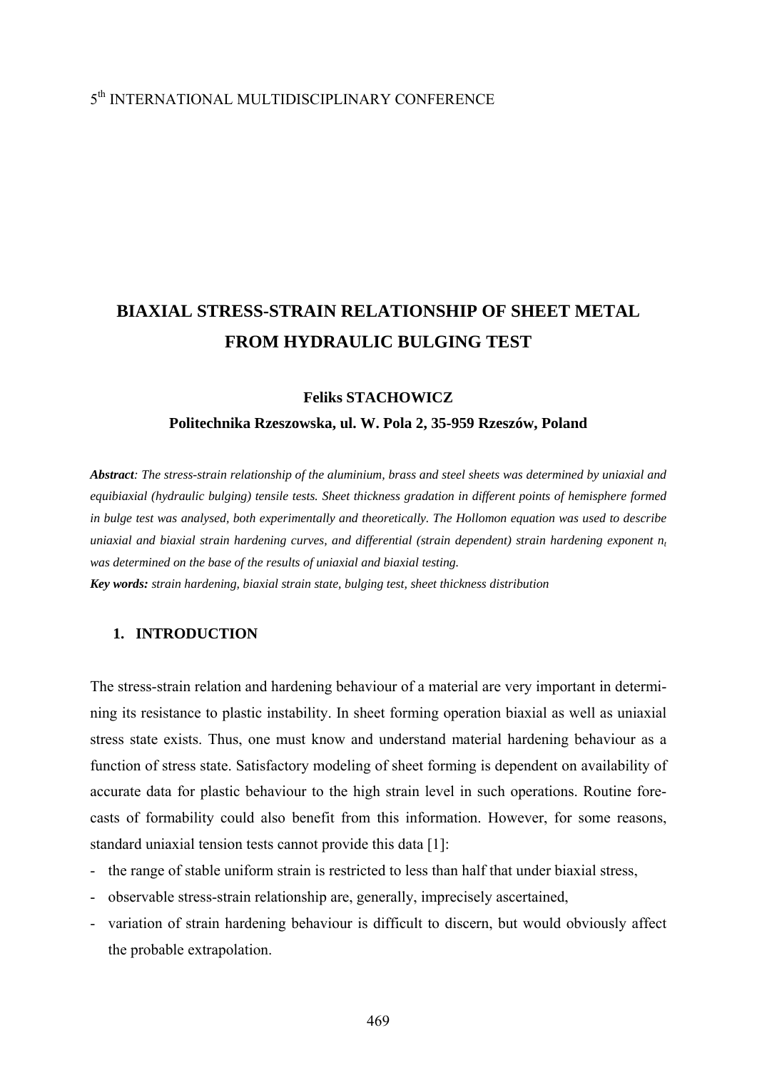5th INTERNATIONAL MULTIDISCIPLINARY CONFERENCE

# BIAXIAL STRESS-STRAIN RELATIONSHIP OF SHEET METAL FROM HYDRAULIC BULGING TEST

**Feliks STACHOWICZ**

**Politechnika Rzeszowska, ul. W. Pola 2, 35-959 Rzeszów, Poland**

***Abstract****: The stress-strain relationship of the aluminium, brass and steel sheets was determined by uniaxial and equibiaxial (hydraulic bulging) tensile tests. Sheet thickness gradation in different points of hemisphere formed in bulge test was analysed, both experimentally and theoretically. The Hollomon equation was used to describe uniaxial and biaxial strain hardening curves, and differential (strain dependent) strain hardening exponent $n_t$ was determined on the base of the results of uniaxial and biaxial testing.*

***Key words:*** *strain hardening, biaxial strain state, bulging test, sheet thickness distribution*

## 1. INTRODUCTION

The stress-strain relation and hardening behaviour of a material are very important in determining its resistance to plastic instability. In sheet forming operation biaxial as well as uniaxial stress state exists. Thus, one must know and understand material hardening behaviour as a function of stress state. Satisfactory modeling of sheet forming is dependent on availability of accurate data for plastic behaviour to the high strain level in such operations. Routine forecasts of formability could also benefit from this information. However, for some reasons, standard uniaxial tension tests cannot provide this data [1]:

- the range of stable uniform strain is restricted to less than half that under biaxial stress,
- observable stress-strain relationship are, generally, imprecisely ascertained,
- variation of strain hardening behaviour is difficult to discern, but would obviously affect the probable extrapolation.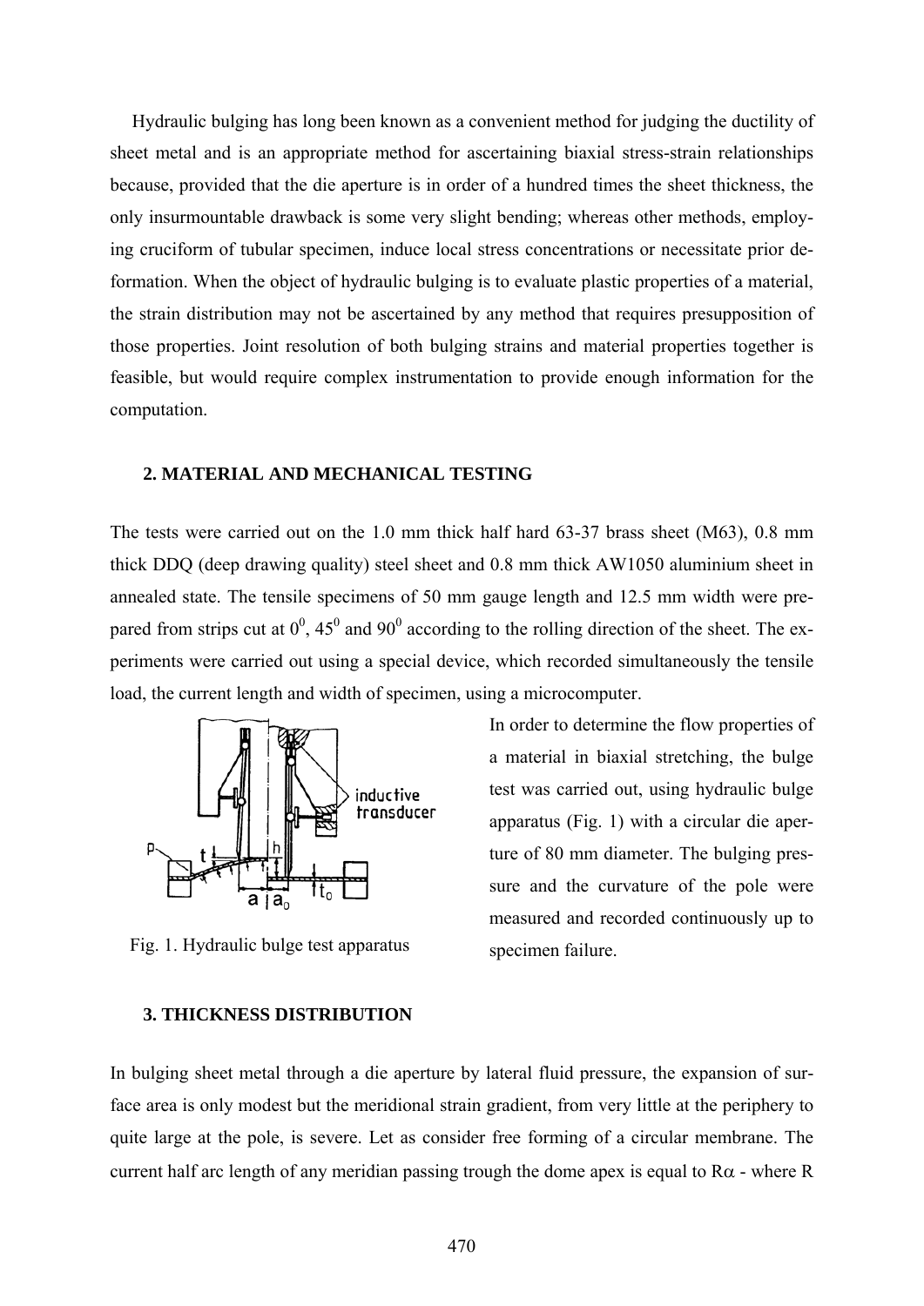Hydraulic bulging has long been known as a convenient method for judging the ductility of sheet metal and is an appropriate method for ascertaining biaxial stress-strain relationships because, provided that the die aperture is in order of a hundred times the sheet thickness, the only insurmountable drawback is some very slight bending; whereas other methods, employing cruciform of tubular specimen, induce local stress concentrations or necessitate prior deformation. When the object of hydraulic bulging is to evaluate plastic properties of a material, the strain distribution may not be ascertained by any method that requires presupposition of those properties. Joint resolution of both bulging strains and material properties together is feasible, but would require complex instrumentation to provide enough information for the computation.

## 2. MATERIAL AND MECHANICAL TESTING

The tests were carried out on the 1.0 mm thick half hard 63-37 brass sheet (M63), 0.8 mm thick DDQ (deep drawing quality) steel sheet and 0.8 mm thick AW1050 aluminium sheet in annealed state. The tensile specimens of 50 mm gauge length and 12.5 mm width were prepared from strips cut at $0^0$, $45^0$ and $90^0$ according to the rolling direction of the sheet. The experiments were carried out using a special device, which recorded simultaneously the tensile load, the current length and width of specimen, using a microcomputer.

inductive transducer

p

t

h

a

$a_0$

$t_0$

Fig. 1. Hydraulic bulge test apparatus

In order to determine the flow properties of a material in biaxial stretching, the bulge test was carried out, using hydraulic bulge apparatus (Fig. 1) with a circular die aperture of 80 mm diameter. The bulging pressure and the curvature of the pole were measured and recorded continuously up to specimen failure.

## 3. THICKNESS DISTRIBUTION

In bulging sheet metal through a die aperture by lateral fluid pressure, the expansion of surface area is only modest but the meridional strain gradient, from very little at the periphery to quite large at the pole, is severe. Let as consider free forming of a circular membrane. The current half arc length of any meridian passing trough the dome apex is equal to $R\alpha$ - where R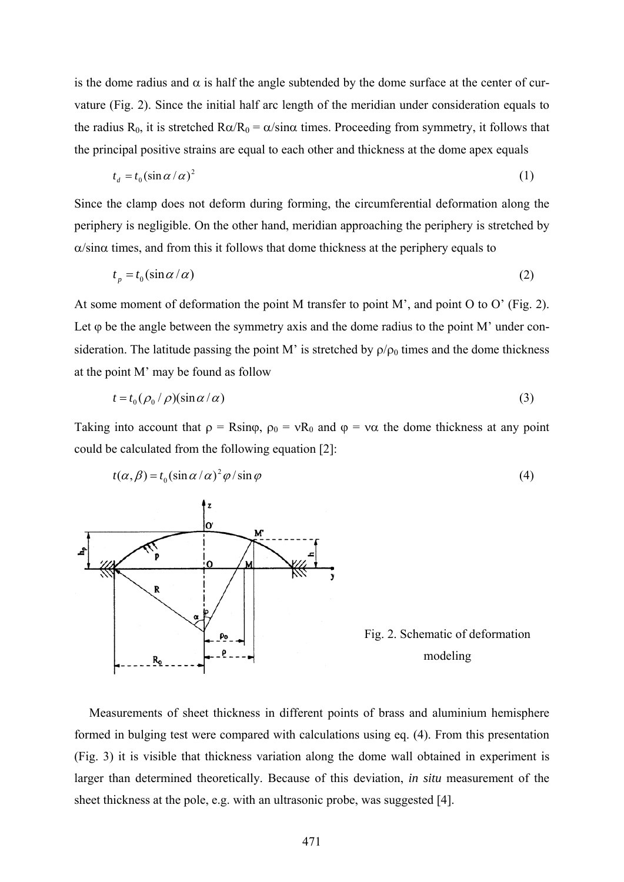is the dome radius and $\alpha$ is half the angle subtended by the dome surface at the center of curvature (Fig. 2). Since the initial half arc length of the meridian under consideration equals to the radius $R_0$, it is stretched $R\alpha/R_0 = \alpha/\sin\alpha$ times. Proceeding from symmetry, it follows that the principal positive strains are equal to each other and thickness at the dome apex equals

$$t_d = t_0(\sin\alpha/\alpha)^2 \tag{1}$$

Since the clamp does not deform during forming, the circumferential deformation along the periphery is negligible. On the other hand, meridian approaching the periphery is stretched by $\alpha/\sin\alpha$ times, and from this it follows that dome thickness at the periphery equals to

$$t_p = t_0(\sin\alpha/\alpha) \tag{2}$$

At some moment of deformation the point M transfer to point M', and point O to O' (Fig. 2). Let $\varphi$ be the angle between the symmetry axis and the dome radius to the point M' under consideration. The latitude passing the point M' is stretched by $\rho/\rho_0$ times and the dome thickness at the point M' may be found as follow

$$t = t_0(\rho_0/\rho)(\sin\alpha/\alpha) \tag{3}$$

Taking into account that $\rho = R\sin\varphi$, $\rho_0 = \nu R_0$ and $\varphi = \nu\alpha$ the dome thickness at any point could be calculated from the following equation [2]:

$$t(\alpha,\beta) = t_0(\sin\alpha/\alpha)^2\varphi/\sin\varphi \tag{4}$$

z
O'
M'
$h_p$
h
p
O
M
y
R
$\alpha$
$\varphi$
$\rho_0$
$\rho$
$R_0$

Fig. 2. Schematic of deformation modeling

Measurements of sheet thickness in different points of brass and aluminium hemisphere formed in bulging test were compared with calculations using eq. (4). From this presentation (Fig. 3) it is visible that thickness variation along the dome wall obtained in experiment is larger than determined theoretically. Because of this deviation, *in situ* measurement of the sheet thickness at the pole, e.g. with an ultrasonic probe, was suggested [4].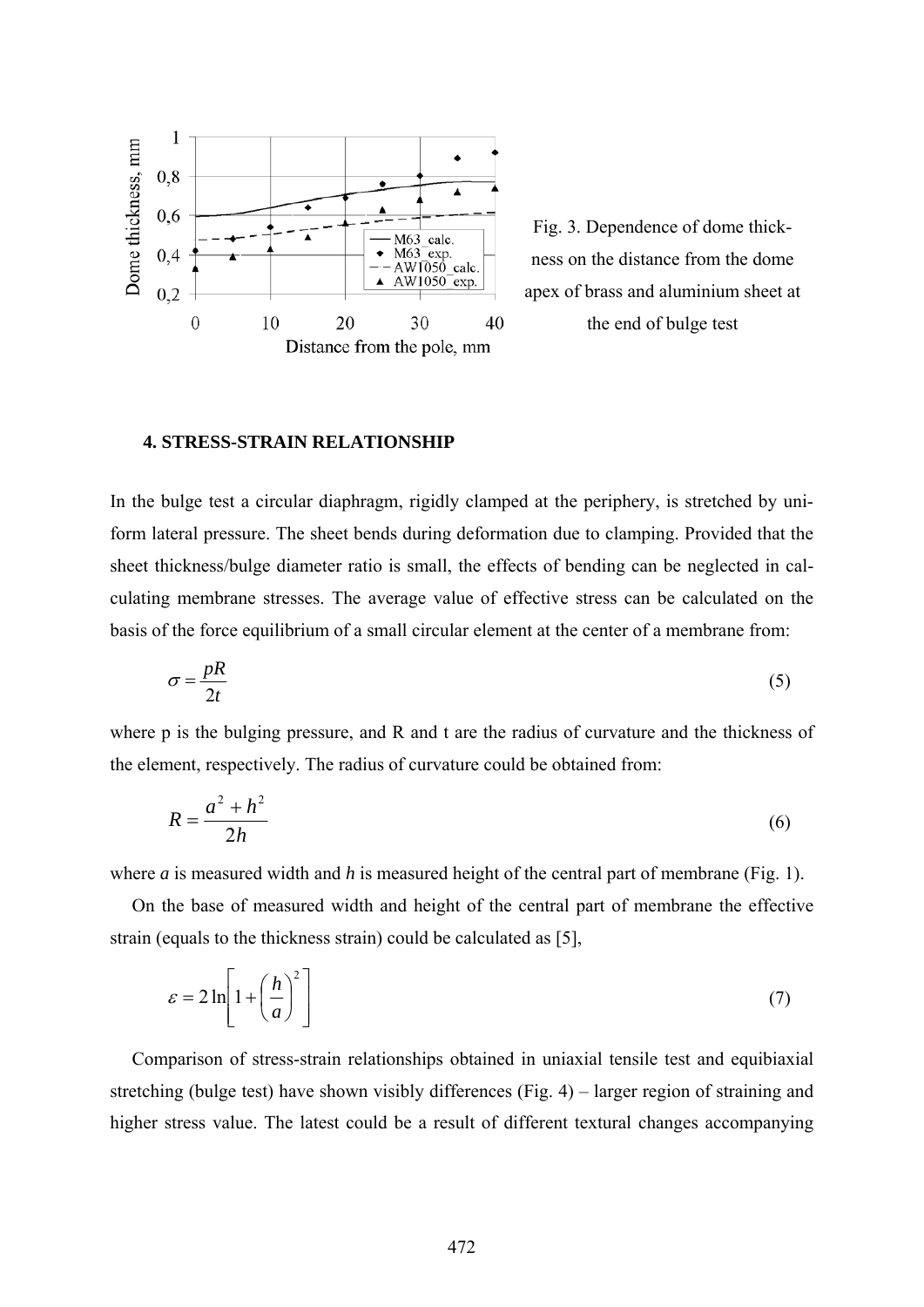Dome thickness, mm

1

0,8

0,6

0,4

0,2

0 10 20 30 40

Distance from the pole, mm

M63_calc.
M63_exp.
AW1050_calc.
AW1050_exp.

Fig. 3. Dependence of dome thickness on the distance from the dome apex of brass and aluminium sheet at the end of bulge test

#### 4. STRESS-STRAIN RELATIONSHIP

In the bulge test a circular diaphragm, rigidly clamped at the periphery, is stretched by uniform lateral pressure. The sheet bends during deformation due to clamping. Provided that the sheet thickness/bulge diameter ratio is small, the effects of bending can be neglected in calculating membrane stresses. The average value of effective stress can be calculated on the basis of the force equilibrium of a small circular element at the center of a membrane from:

$$\sigma = \frac{pR}{2t} \tag{5}$$

where p is the bulging pressure, and R and t are the radius of curvature and the thickness of the element, respectively. The radius of curvature could be obtained from:

$$R = \frac{a^2 + h^2}{2h} \tag{6}$$

where *a* is measured width and *h* is measured height of the central part of membrane (Fig. 1).

On the base of measured width and height of the central part of membrane the effective strain (equals to the thickness strain) could be calculated as [5],

$$\varepsilon = 2\ln\left[1 + \left(\frac{h}{a}\right)^2\right] \tag{7}$$

Comparison of stress-strain relationships obtained in uniaxial tensile test and equibiaxial stretching (bulge test) have shown visibly differences (Fig. 4) – larger region of straining and higher stress value. The latest could be a result of different textural changes accompanying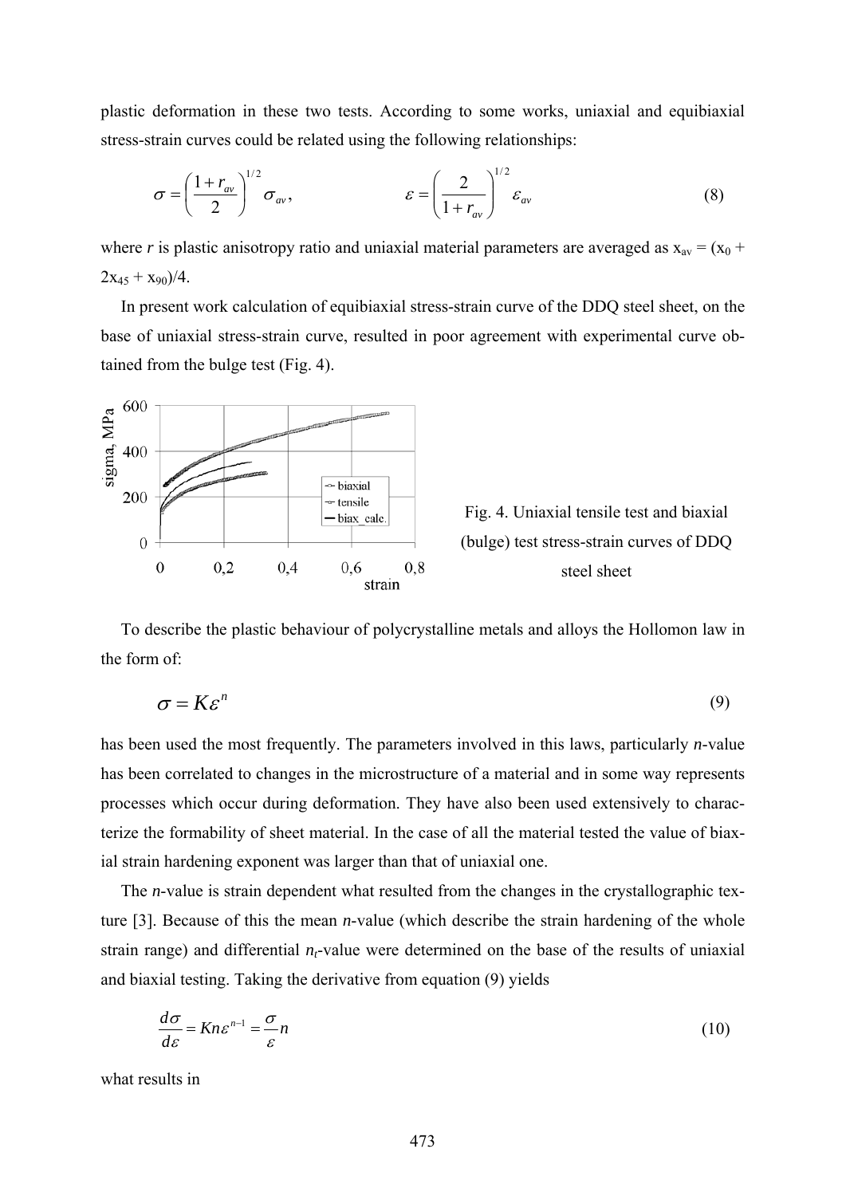plastic deformation in these two tests. According to some works, uniaxial and equibiaxial stress-strain curves could be related using the following relationships:

$$\sigma = \left( \frac{1 + r_{av}}{2} \right)^{1/2} \sigma_{av}, \qquad \varepsilon = \left( \frac{2}{1 + r_{av}} \right)^{1/2} \varepsilon_{av} \tag{8}$$

where *r* is plastic anisotropy ratio and uniaxial material parameters are averaged as $x_{av} = (x_0 + 2x_{45} + x_{90})/4$.

In present work calculation of equibiaxial stress-strain curve of the DDQ steel sheet, on the base of uniaxial stress-strain curve, resulted in poor agreement with experimental curve obtained from the bulge test (Fig. 4).

sigma, MPa
600
400
200
0
0
0,2
0,4
0,6
0,8
strain
biaxial
tensile
biax_calc.

Fig. 4. Uniaxial tensile test and biaxial (bulge) test stress-strain curves of DDQ steel sheet

To describe the plastic behaviour of polycrystalline metals and alloys the Hollomon law in the form of:

$$\sigma = K\varepsilon^{n} \tag{9}$$

has been used the most frequently. The parameters involved in this laws, particularly *n*-value has been correlated to changes in the microstructure of a material and in some way represents processes which occur during deformation. They have also been used extensively to characterize the formability of sheet material. In the case of all the material tested the value of biaxial strain hardening exponent was larger than that of uniaxial one.

The *n*-value is strain dependent what resulted from the changes in the crystallographic texture [3]. Because of this the mean *n*-value (which describe the strain hardening of the whole strain range) and differential $n_t$-value were determined on the base of the results of uniaxial and biaxial testing. Taking the derivative from equation (9) yields

$$\frac{d\sigma}{d\varepsilon} = Kn\varepsilon^{n-1} = \frac{\sigma}{\varepsilon}n \tag{10}$$

what results in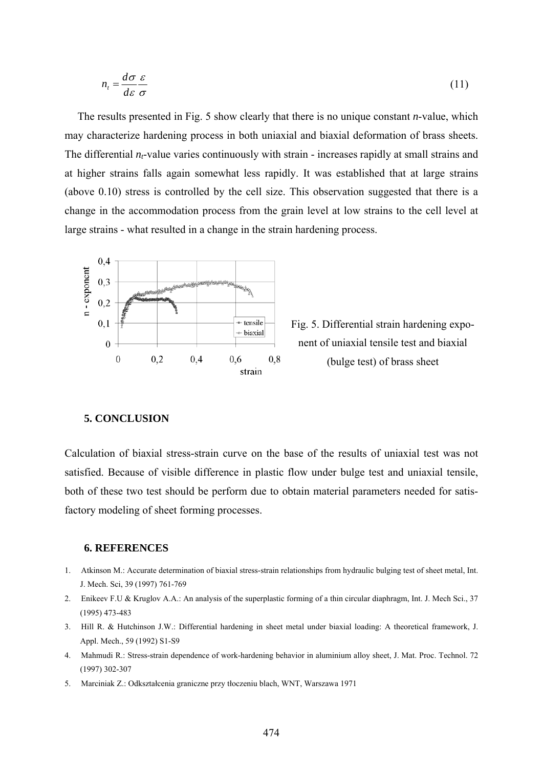$$n_t = \frac{d\sigma}{d\varepsilon}\frac{\varepsilon}{\sigma} \tag{11}$$

The results presented in Fig. 5 show clearly that there is no unique constant *n*-value, which may characterize hardening process in both uniaxial and biaxial deformation of brass sheets. The differential $n_t$-value varies continuously with strain - increases rapidly at small strains and at higher strains falls again somewhat less rapidly. It was established that at large strains (above 0.10) stress is controlled by the cell size. This observation suggested that there is a change in the accommodation process from the grain level at low strains to the cell level at large strains - what resulted in a change in the strain hardening process.

n - exponent
0,4
0,3
0,2
0,1
0
0
0,2
0,4
0,6
0,8
strain
tensile
biaxial

Fig. 5. Differential strain hardening exponent of uniaxial tensile test and biaxial (bulge test) of brass sheet

### 5. CONCLUSION

Calculation of biaxial stress-strain curve on the base of the results of uniaxial test was not satisfied. Because of visible difference in plastic flow under bulge test and uniaxial tensile, both of these two test should be perform due to obtain material parameters needed for satisfactory modeling of sheet forming processes.

### 6. REFERENCES

1. Atkinson M.: Accurate determination of biaxial stress-strain relationships from hydraulic bulging test of sheet metal, Int. J. Mech. Sci, 39 (1997) 761-769
2. Enikeev F.U & Kruglov A.A.: An analysis of the superplastic forming of a thin circular diaphragm, Int. J. Mech Sci., 37 (1995) 473-483
3. Hill R. & Hutchinson J.W.: Differential hardening in sheet metal under biaxial loading: A theoretical framework, J. Appl. Mech., 59 (1992) S1-S9
4. Mahmudi R.: Stress-strain dependence of work-hardening behavior in aluminium alloy sheet, J. Mat. Proc. Technol. 72 (1997) 302-307
5. Marciniak Z.: Odkształcenia graniczne przy tłoczeniu blach, WNT, Warszawa 1971